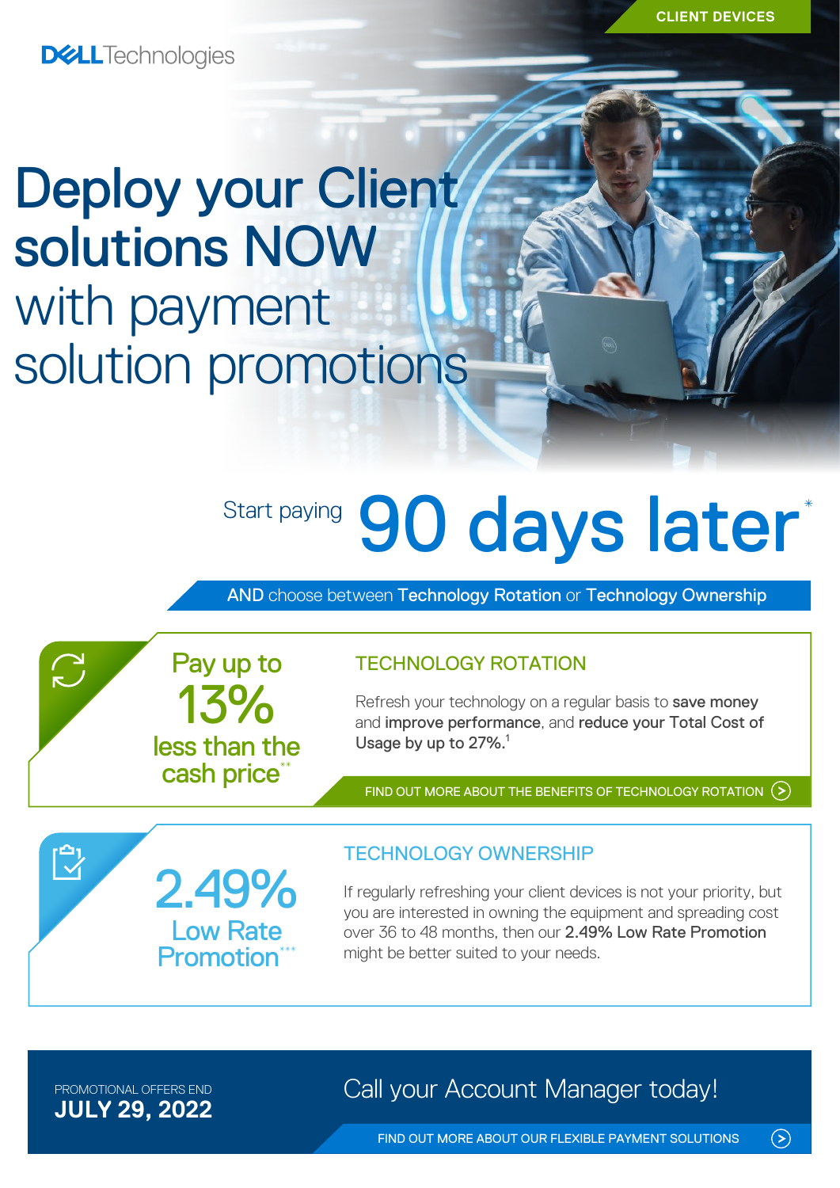CLIENT DEVICES

DELL Technologies

# Deploy your Client solutions NOW with payment solution promotions

## Start paying 90 days later*

AND choose between **Technology Rotation** or **Technology Ownership**

Pay up to 13% less than the cash price**

### TECHNOLOGY ROTATION

Refresh your technology on a regular basis to **save money** and **improve performance**, and **reduce your Total Cost of Usage by up to 27%.**[1]

FIND OUT MORE ABOUT THE BENEFITS OF TECHNOLOGY ROTATION

2.49% Low Rate Promotion***

### TECHNOLOGY OWNERSHIP

If regularly refreshing your client devices is not your priority, but you are interested in owning the equipment and spreading cost over 36 to 48 months, then our **2.49% Low Rate Promotion** might be better suited to your needs.

PROMOTIONAL OFFERS END
**JULY 29, 2022**

Call your Account Manager today!

FIND OUT MORE ABOUT OUR FLEXIBLE PAYMENT SOLUTIONS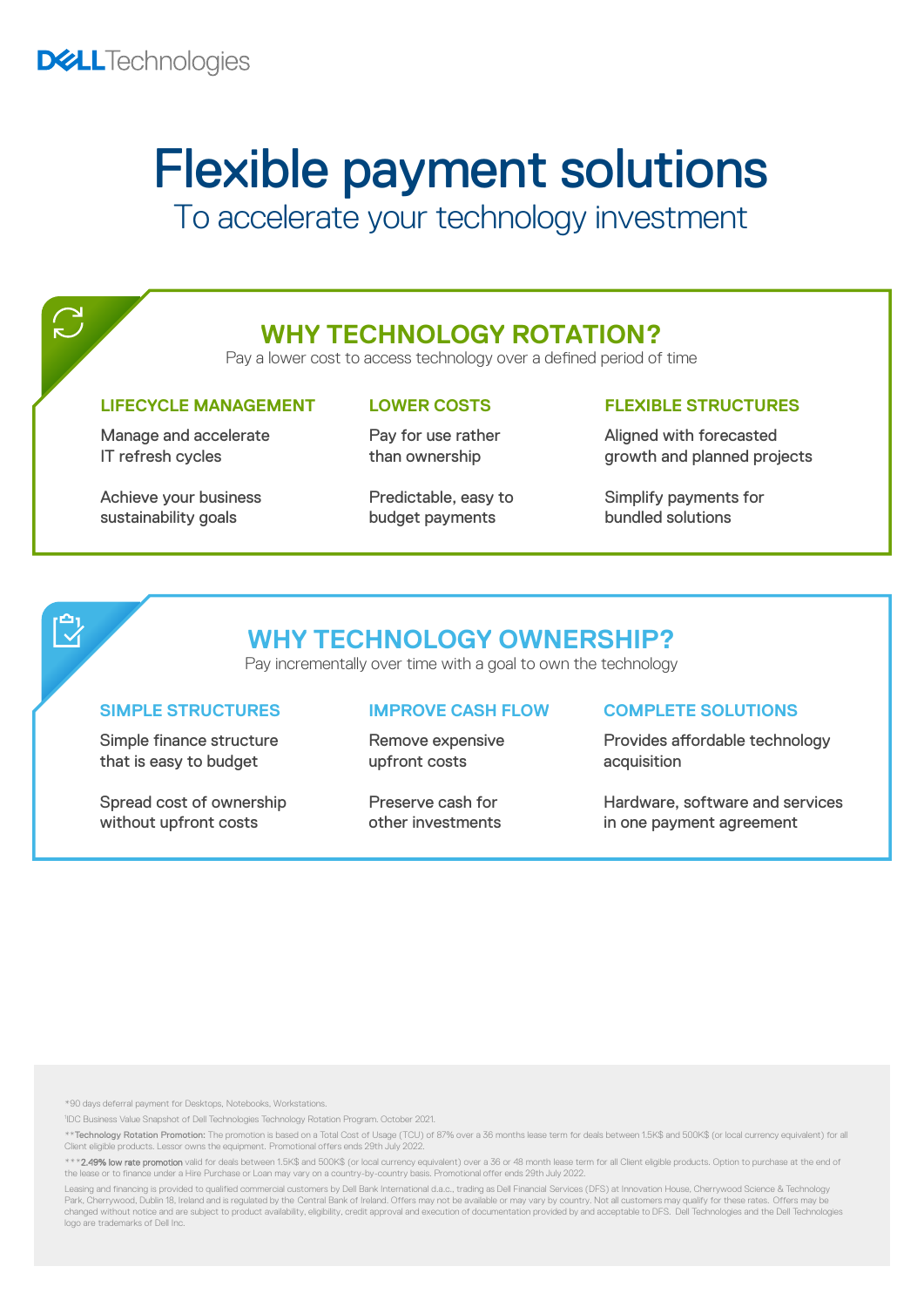DELL Technologies

# Flexible payment solutions

To accelerate your technology investment

## WHY TECHNOLOGY ROTATION?

Pay a lower cost to access technology over a defined period of time

### LIFECYCLE MANAGEMENT

Manage and accelerate IT refresh cycles

Achieve your business sustainability goals

### LOWER COSTS

Pay for use rather than ownership

Predictable, easy to budget payments

### FLEXIBLE STRUCTURES

Aligned with forecasted growth and planned projects

Simplify payments for bundled solutions

## WHY TECHNOLOGY OWNERSHIP?

Pay incrementally over time with a goal to own the technology

### SIMPLE STRUCTURES

Simple finance structure that is easy to budget

Spread cost of ownership without upfront costs

### IMPROVE CASH FLOW

Remove expensive upfront costs

Preserve cash for other investments

### COMPLETE SOLUTIONS

Provides affordable technology acquisition

Hardware, software and services in one payment agreement

*90 days deferral payment for Desktops, Notebooks, Workstations.

[1]IDC Business Value Snapshot of Dell Technologies Technology Rotation Program. October 2021.

**Technology Rotation Promotion: The promotion is based on a Total Cost of Usage (TCU) of 87% over a 36 months lease term for deals between 1.5K$ and 500K$ (or local currency equivalent) for all Client eligible products. Lessor owns the equipment. Promotional offers ends 29th July 2022.

***2.49% low rate promotion valid for deals between 1.5K$ and 500K$ (or local currency equivalent) over a 36 or 48 month lease term for all Client eligible products. Option to purchase at the end of the lease or to finance under a Hire Purchase or Loan may vary on a country-by-country basis. Promotional offer ends 29th July 2022.

Leasing and financing is provided to qualified commercial customers by Dell Bank International d.a.c., trading as Dell Financial Services (DFS) at Innovation House, Cherrywood Science & Technology Park, Cherrywood, Dublin 18, Ireland and is regulated by the Central Bank of Ireland. Offers may not be available or may vary by country. Not all customers may qualify for these rates. Offers may be changed without notice and are subject to product availability, eligibility, credit approval and execution of documentation provided by and acceptable to DFS. Dell Technologies and the Dell Technologies logo are trademarks of Dell Inc.